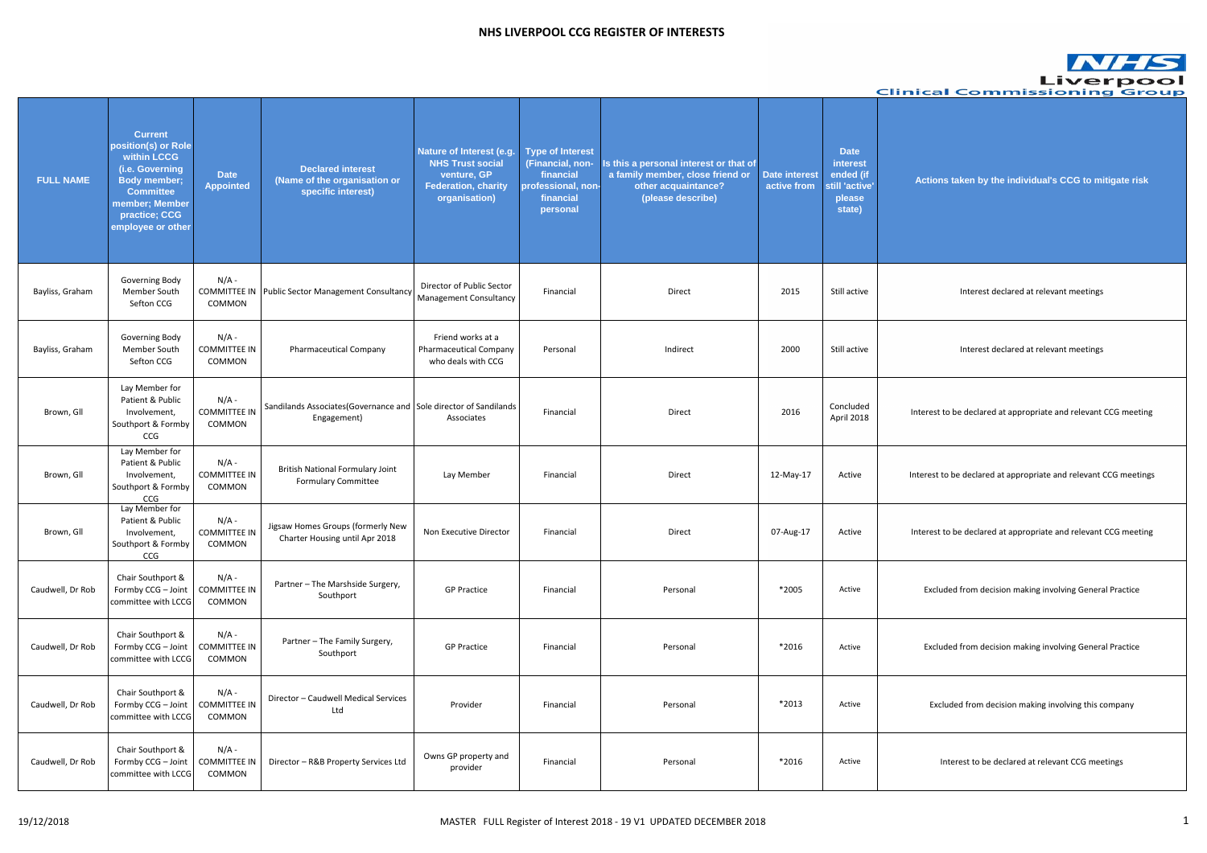# NHS LIVERPOOL CCG REGISTER OF INTERESTS

NHS Liverpool Clinical Commissioning Group

| FULL NAME | Current position(s) or Role within LCCG (i.e. Governing Body member; Committee member; Member practice; CCG employee or other | Date Appointed | Declared interest (Name of the organisation or specific interest) | Nature of Interest (e.g. NHS Trust social venture, GP Federation, charity organisation) | Type of Interest (Financial, non-financial professional, non-financial personal | Is this a personal interest or that of a family member, close friend or other acquaintance? (please describe) | Date interest active from | Date interest ended (if still 'active' please state) | Actions taken by the individual's CCG to mitigate risk |
|---|---|---|---|---|---|---|---|---|---|
| Bayliss, Graham | Governing Body Member South Sefton CCG | N/A - COMMITTEE IN COMMON | Public Sector Management Consultancy | Director of Public Sector Management Consultancy | Financial | Direct | 2015 | Still active | Interest declared at relevant meetings |
| Bayliss, Graham | Governing Body Member South Sefton CCG | N/A - COMMITTEE IN COMMON | Pharmaceutical Company | Friend works at a Pharmaceutical Company who deals with CCG | Personal | Indirect | 2000 | Still active | Interest declared at relevant meetings |
| Brown, Gll | Lay Member for Patient & Public Involvement, Southport & Formby CCG | N/A - COMMITTEE IN COMMON | Sandilands Associates(Governance and Engagement) | Sole director of Sandilands Associates | Financial | Direct | 2016 | Concluded April 2018 | Interest to be declared at appropriate and relevant CCG meeting |
| Brown, Gll | Lay Member for Patient & Public Involvement, Southport & Formby CCG | N/A - COMMITTEE IN COMMON | British National Formulary Joint Formulary Committee | Lay Member | Financial | Direct | 12-May-17 | Active | Interest to be declared at appropriate and relevant CCG meetings |
| Brown, Gll | Lay Member for Patient & Public Involvement, Southport & Formby CCG | N/A - COMMITTEE IN COMMON | Jigsaw Homes Groups (formerly New Charter Housing until Apr 2018 | Non Executive Director | Financial | Direct | 07-Aug-17 | Active | Interest to be declared at appropriate and relevant CCG meeting |
| Caudwell, Dr Rob | Chair Southport & Formby CCG – Joint committee with LCCG | N/A - COMMITTEE IN COMMON | Partner – The Marshside Surgery, Southport | GP Practice | Financial | Personal | *2005 | Active | Excluded from decision making involving General Practice |
| Caudwell, Dr Rob | Chair Southport & Formby CCG – Joint committee with LCCG | N/A - COMMITTEE IN COMMON | Partner – The Family Surgery, Southport | GP Practice | Financial | Personal | *2016 | Active | Excluded from decision making involving General Practice |
| Caudwell, Dr Rob | Chair Southport & Formby CCG – Joint committee with LCCG | N/A - COMMITTEE IN COMMON | Director – Caudwell Medical Services Ltd | Provider | Financial | Personal | *2013 | Active | Excluded from decision making involving this company |
| Caudwell, Dr Rob | Chair Southport & Formby CCG – Joint committee with LCCG | N/A - COMMITTEE IN COMMON | Director – R&B Property Services Ltd | Owns GP property and provider | Financial | Personal | *2016 | Active | Interest to be declared at relevant CCG meetings |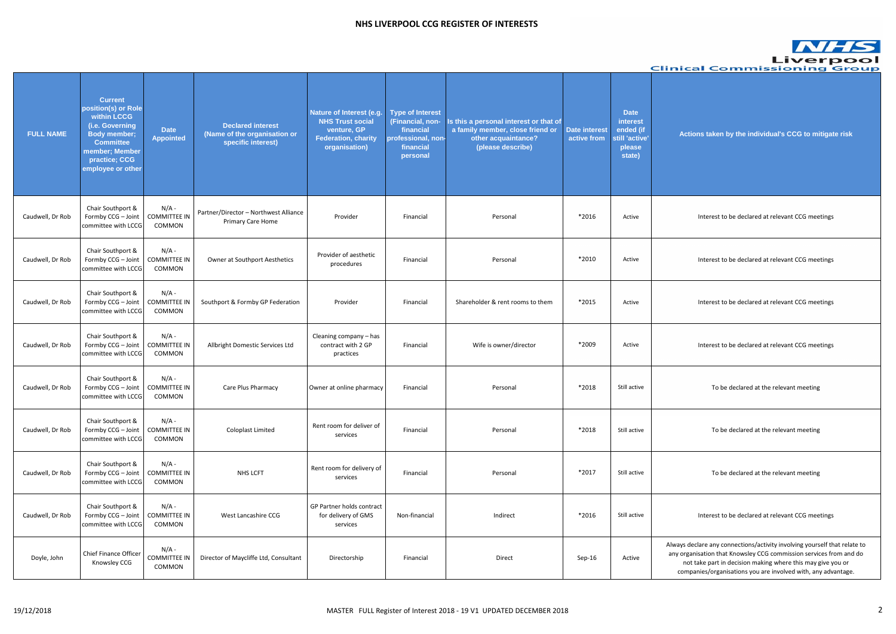# NHS LIVERPOOL CCG REGISTER OF INTERESTS

| FULL NAME | Current position(s) or Role within LCCG (i.e. Governing Body member; Committee member; Member practice; CCG employee or other | Date Appointed | Declared interest (Name of the organisation or specific interest) | Nature of Interest (e.g. NHS Trust social venture, GP Federation, charity organisation) | Type of Interest (Financial, non-financial professional, non-financial personal | Is this a personal interest or that of a family member, close friend or other acquaintance? (please describe) | Date interest active from | Date interest ended (if still 'active' please state) | Actions taken by the individual's CCG to mitigate risk |
|---|---|---|---|---|---|---|---|---|---|
| Caudwell, Dr Rob | Chair Southport & Formby CCG – Joint committee with LCCG | N/A - COMMITTEE IN COMMON | Partner/Director – Northwest Alliance Primary Care Home | Provider | Financial | Personal | *2016 | Active | Interest to be declared at relevant CCG meetings |
| Caudwell, Dr Rob | Chair Southport & Formby CCG – Joint committee with LCCG | N/A - COMMITTEE IN COMMON | Owner at Southport Aesthetics | Provider of aesthetic procedures | Financial | Personal | *2010 | Active | Interest to be declared at relevant CCG meetings |
| Caudwell, Dr Rob | Chair Southport & Formby CCG – Joint committee with LCCG | N/A - COMMITTEE IN COMMON | Southport & Formby GP Federation | Provider | Financial | Shareholder & rent rooms to them | *2015 | Active | Interest to be declared at relevant CCG meetings |
| Caudwell, Dr Rob | Chair Southport & Formby CCG – Joint committee with LCCG | N/A - COMMITTEE IN COMMON | Allbright Domestic Services Ltd | Cleaning company – has contract with 2 GP practices | Financial | Wife is owner/director | *2009 | Active | Interest to be declared at relevant CCG meetings |
| Caudwell, Dr Rob | Chair Southport & Formby CCG – Joint committee with LCCG | N/A - COMMITTEE IN COMMON | Care Plus Pharmacy | Owner at online pharmacy | Financial | Personal | *2018 | Still active | To be declared at the relevant meeting |
| Caudwell, Dr Rob | Chair Southport & Formby CCG – Joint committee with LCCG | N/A - COMMITTEE IN COMMON | Coloplast Limited | Rent room for deliver of services | Financial | Personal | *2018 | Still active | To be declared at the relevant meeting |
| Caudwell, Dr Rob | Chair Southport & Formby CCG – Joint committee with LCCG | N/A - COMMITTEE IN COMMON | NHS LCFT | Rent room for delivery of services | Financial | Personal | *2017 | Still active | To be declared at the relevant meeting |
| Caudwell, Dr Rob | Chair Southport & Formby CCG – Joint committee with LCCG | N/A - COMMITTEE IN COMMON | West Lancashire CCG | GP Partner holds contract for delivery of GMS services | Non-financial | Indirect | *2016 | Still active | Interest to be declared at relevant CCG meetings |
| Doyle, John | Chief Finance Officer Knowsley CCG | N/A - COMMITTEE IN COMMON | Director of Maycliffe Ltd, Consultant | Directorship | Financial | Direct | Sep-16 | Active | Always declare any connections/activity involving yourself that relate to any organisation that Knowsley CCG commission services from and do not take part in decision making where this may give you or companies/organisations you are involved with, any advantage. |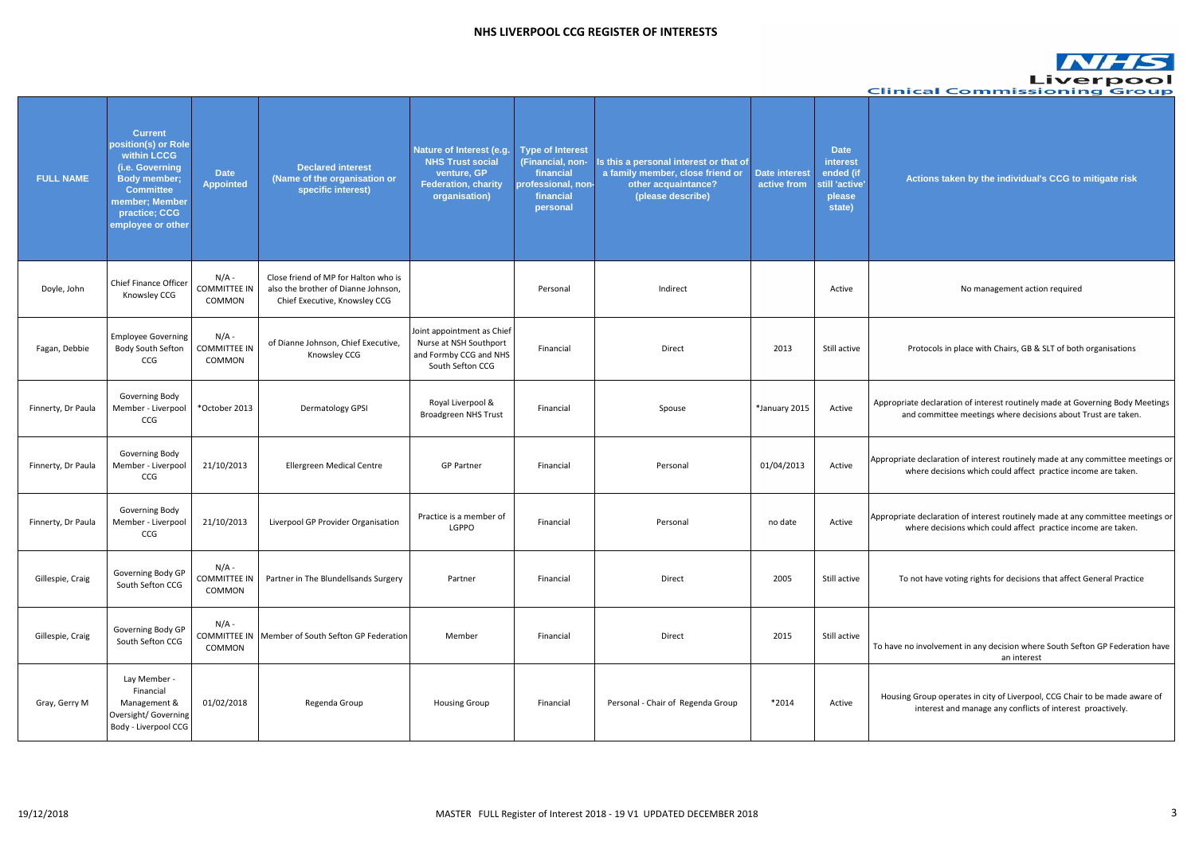# NHS LIVERPOOL CCG REGISTER OF INTERESTS

| FULL NAME | Current position(s) or Role within LCCG (i.e. Governing Body member; Committee member; Member practice; CCG employee or other | Date Appointed | Declared interest (Name of the organisation or specific interest) | Nature of Interest (e.g. NHS Trust social venture, GP Federation, charity organisation) | Type of Interest (Financial, non-financial professional, non-financial personal | Is this a personal interest or that of a family member, close friend or other acquaintance? (please describe) | Date interest active from | Date interest ended (if still 'active' please state) | Actions taken by the individual's CCG to mitigate risk |
|---|---|---|---|---|---|---|---|---|---|
| Doyle, John | Chief Finance Officer Knowsley CCG | N/A - COMMITTEE IN COMMON | Close friend of MP for Halton who is also the brother of Dianne Johnson, Chief Executive, Knowsley CCG | | Personal | Indirect | | Active | No management action required |
| Fagan, Debbie | Employee Governing Body South Sefton CCG | N/A - COMMITTEE IN COMMON | of Dianne Johnson, Chief Executive, Knowsley CCG | Joint appointment as Chief Nurse at NSH Southport and Formby CCG and NHS South Sefton CCG | Financial | Direct | 2013 | Still active | Protocols in place with Chairs, GB & SLT of both organisations |
| Finnerty, Dr Paula | Governing Body Member - Liverpool CCG | *October 2013 | Dermatology GPSI | Royal Liverpool & Broadgreen NHS Trust | Financial | Spouse | *January 2015 | Active | Appropriate declaration of interest routinely made at Governing Body Meetings and committee meetings where decisions about Trust are taken. |
| Finnerty, Dr Paula | Governing Body Member - Liverpool CCG | 21/10/2013 | Ellergreen Medical Centre | GP Partner | Financial | Personal | 01/04/2013 | Active | Appropriate declaration of interest routinely made at any committee meetings or where decisions which could affect practice income are taken. |
| Finnerty, Dr Paula | Governing Body Member - Liverpool CCG | 21/10/2013 | Liverpool GP Provider Organisation | Practice is a member of LGPPO | Financial | Personal | no date | Active | Appropriate declaration of interest routinely made at any committee meetings or where decisions which could affect practice income are taken. |
| Gillespie, Craig | Governing Body GP South Sefton CCG | N/A - COMMITTEE IN COMMON | Partner in The Blundellsands Surgery | Partner | Financial | Direct | 2005 | Still active | To not have voting rights for decisions that affect General Practice |
| Gillespie, Craig | Governing Body GP South Sefton CCG | N/A - COMMITTEE IN COMMON | Member of South Sefton GP Federation | Member | Financial | Direct | 2015 | Still active | To have no involvement in any decision where South Sefton GP Federation have an interest |
| Gray, Gerry M | Lay Member - Financial Management & Oversight/ Governing Body - Liverpool CCG | 01/02/2018 | Regenda Group | Housing Group | Financial | Personal - Chair of Regenda Group | *2014 | Active | Housing Group operates in city of Liverpool, CCG Chair to be made aware of interest and manage any conflicts of interest proactively. |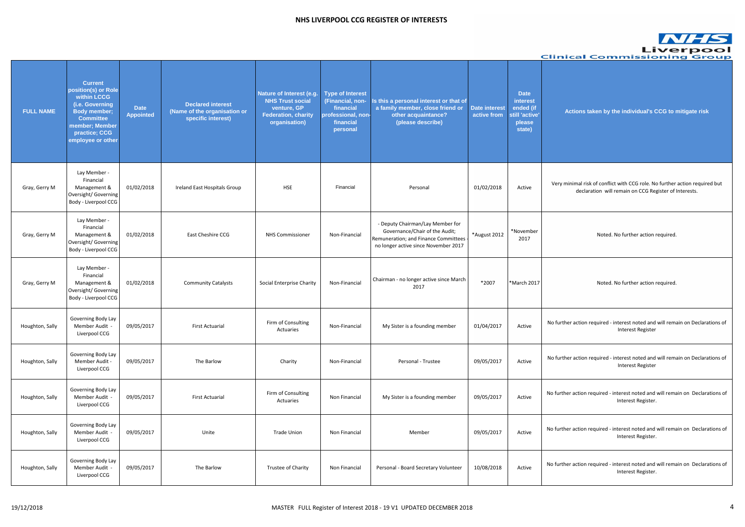# NHS LIVERPOOL CCG REGISTER OF INTERESTS

| FULL NAME | Current position(s) or Role within LCCG (i.e. Governing Body member; Committee member; Member practice; CCG employee or other | Date Appointed | Declared interest (Name of the organisation or specific interest) | Nature of Interest (e.g. NHS Trust social venture, GP Federation, charity organisation) | Type of Interest (Financial, non-financial professional, non-financial personal | Is this a personal interest or that of a family member, close friend or other acquaintance? (please describe) | Date interest active from | Date interest ended (if still 'active' please state) | Actions taken by the individual's CCG to mitigate risk |
|---|---|---|---|---|---|---|---|---|---|
| Gray, Gerry M | Lay Member - Financial Management & Oversight/ Governing Body - Liverpool CCG | 01/02/2018 | Ireland East Hospitals Group | HSE | Financial | Personal | 01/02/2018 | Active | Very minimal risk of conflict with CCG role. No further action required but declaration will remain on CCG Register of Interests. |
| Gray, Gerry M | Lay Member - Financial Management & Oversight/ Governing Body - Liverpool CCG | 01/02/2018 | East Cheshire CCG | NHS Commissioner | Non-Financial | - Deputy Chairman/Lay Member for Governance/Chair of the Audit; Remuneration; and Finance Committees - no longer active since November 2017 | *August 2012 | *November 2017 | Noted. No further action required. |
| Gray, Gerry M | Lay Member - Financial Management & Oversight/ Governing Body - Liverpool CCG | 01/02/2018 | Community Catalysts | Social Enterprise Charity | Non-Financial | Chairman - no longer active since March 2017 | *2007 | *March 2017 | Noted. No further action required. |
| Houghton, Sally | Governing Body Lay Member Audit - Liverpool CCG | 09/05/2017 | First Actuarial | Firm of Consulting Actuaries | Non-Financial | My Sister is a founding member | 01/04/2017 | Active | No further action required - interest noted and will remain on Declarations of Interest Register |
| Houghton, Sally | Governing Body Lay Member Audit - Liverpool CCG | 09/05/2017 | The Barlow | Charity | Non-Financial | Personal - Trustee | 09/05/2017 | Active | No further action required - interest noted and will remain on Declarations of Interest Register |
| Houghton, Sally | Governing Body Lay Member Audit - Liverpool CCG | 09/05/2017 | First Actuarial | Firm of Consulting Actuaries | Non Financial | My Sister is a founding member | 09/05/2017 | Active | No further action required - interest noted and will remain on Declarations of Interest Register. |
| Houghton, Sally | Governing Body Lay Member Audit - Liverpool CCG | 09/05/2017 | Unite | Trade Union | Non Financial | Member | 09/05/2017 | Active | No further action required - interest noted and will remain on Declarations of Interest Register. |
| Houghton, Sally | Governing Body Lay Member Audit - Liverpool CCG | 09/05/2017 | The Barlow | Trustee of Charity | Non Financial | Personal - Board Secretary Volunteer | 10/08/2018 | Active | No further action required - interest noted and will remain on Declarations of Interest Register. |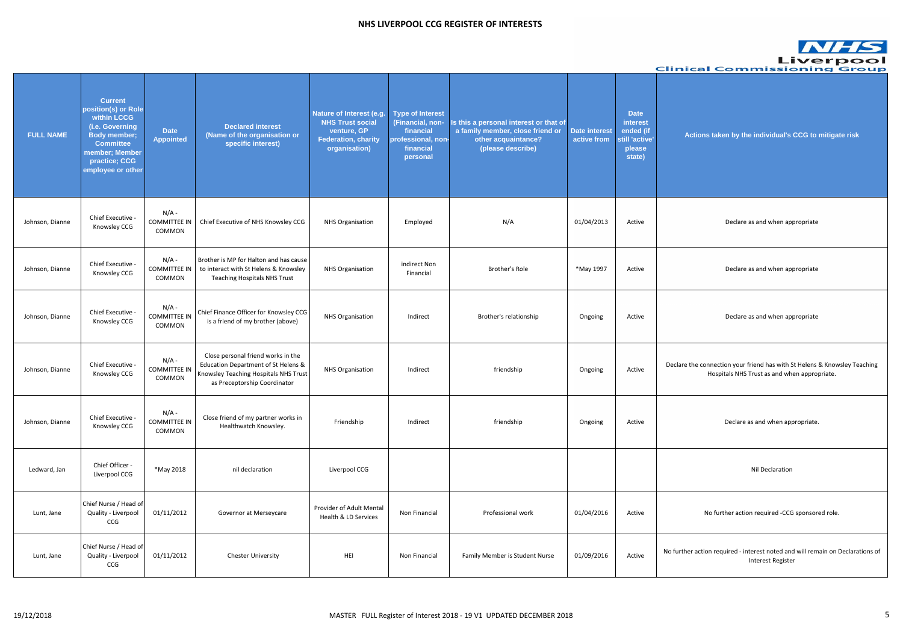# NHS LIVERPOOL CCG REGISTER OF INTERESTS

| FULL NAME | Current position(s) or Role within LCCG (i.e. Governing Body member; Committee member; Member practice; CCG employee or other | Date Appointed | Declared interest (Name of the organisation or specific interest) | Nature of Interest (e.g. NHS Trust social venture, GP Federation, charity organisation) | Type of Interest (Financial, non-financial professional, non-financial personal | Is this a personal interest or that of a family member, close friend or other acquaintance? (please describe) | Date interest active from | Date interest ended (if still 'active' please state) | Actions taken by the individual's CCG to mitigate risk |
|---|---|---|---|---|---|---|---|---|---|
| Johnson, Dianne | Chief Executive - Knowsley CCG | N/A - COMMITTEE IN COMMON | Chief Executive of NHS Knowsley CCG | NHS Organisation | Employed | N/A | 01/04/2013 | Active | Declare as and when appropriate |
| Johnson, Dianne | Chief Executive - Knowsley CCG | N/A - COMMITTEE IN COMMON | Brother is MP for Halton and has cause to interact with St Helens & Knowsley Teaching Hospitals NHS Trust | NHS Organisation | indirect Non Financial | Brother's Role | *May 1997 | Active | Declare as and when appropriate |
| Johnson, Dianne | Chief Executive - Knowsley CCG | N/A - COMMITTEE IN COMMON | Chief Finance Officer for Knowsley CCG is a friend of my brother (above) | NHS Organisation | Indirect | Brother's relationship | Ongoing | Active | Declare as and when appropriate |
| Johnson, Dianne | Chief Executive - Knowsley CCG | N/A - COMMITTEE IN COMMON | Close personal friend works in the Education Department of St Helens & Knowsley Teaching Hospitals NHS Trust as Preceptorship Coordinator | NHS Organisation | Indirect | friendship | Ongoing | Active | Declare the connection your friend has with St Helens & Knowsley Teaching Hospitals NHS Trust as and when appropriate. |
| Johnson, Dianne | Chief Executive - Knowsley CCG | N/A - COMMITTEE IN COMMON | Close friend of my partner works in Healthwatch Knowsley. | Friendship | Indirect | friendship | Ongoing | Active | Declare as and when appropriate. |
| Ledward, Jan | Chief Officer - Liverpool CCG | *May 2018 | nil declaration | Liverpool CCG | | | | | Nil Declaration |
| Lunt, Jane | Chief Nurse / Head of Quality - Liverpool CCG | 01/11/2012 | Governor at Merseycare | Provider of Adult Mental Health & LD Services | Non Financial | Professional work | 01/04/2016 | Active | No further action required -CCG sponsored role. |
| Lunt, Jane | Chief Nurse / Head of Quality - Liverpool CCG | 01/11/2012 | Chester University | HEI | Non Financial | Family Member is Student Nurse | 01/09/2016 | Active | No further action required - interest noted and will remain on Declarations of Interest Register |

19/12/2018 MASTER FULL Register of Interest 2018 - 19 V1 UPDATED DECEMBER 2018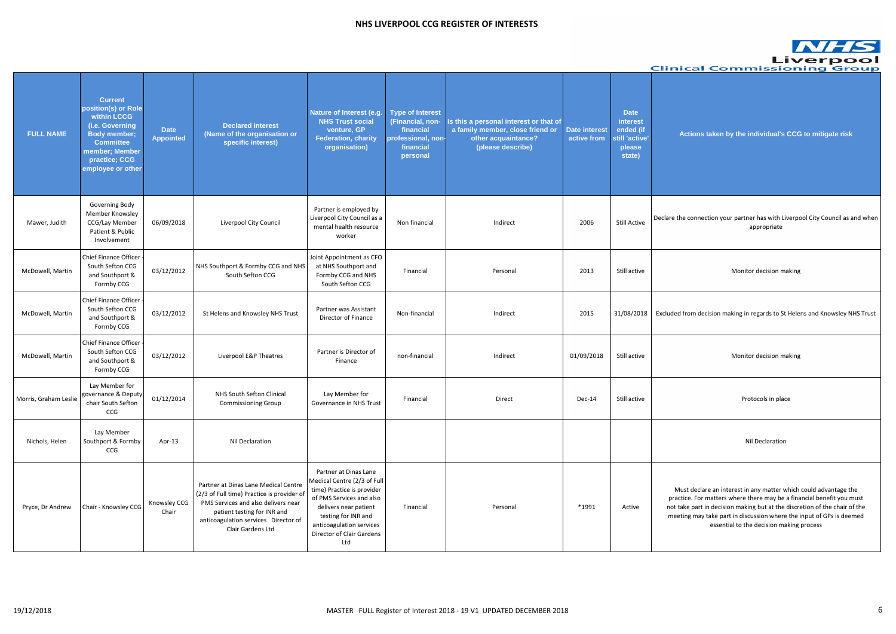# NHS LIVERPOOL CCG REGISTER OF INTERESTS

| FULL NAME | Current position(s) or Role within LCCG (i.e. Governing Body member; Committee member; Member practice; CCG employee or other | Date Appointed | Declared interest (Name of the organisation or specific interest) | Nature of Interest (e.g. NHS Trust social venture, GP Federation, charity organisation) | Type of Interest (Financial, non-financial professional, non-financial personal | Is this a personal interest or that of a family member, close friend or other acquaintance? (please describe) | Date interest active from | Date interest ended (if still 'active' please state) | Actions taken by the individual's CCG to mitigate risk |
|---|---|---|---|---|---|---|---|---|---|
| Mawer, Judith | Governing Body Member Knowsley CCG/Lay Member Patient & Public Involvement | 06/09/2018 | Liverpool City Council | Partner is employed by Liverpool City Council as a mental health resource worker | Non financial | Indirect | 2006 | Still Active | Declare the connection your partner has with Liverpool City Council as and when appropriate |
| McDowell, Martin | Chief Finance Officer - South Sefton CCG and Southport & Formby CCG | 03/12/2012 | NHS Southport & Formby CCG and NHS South Sefton CCG | Joint Appointment as CFO at NHS Southport and Formby CCG and NHS South Sefton CCG | Financial | Personal | 2013 | Still active | Monitor decision making |
| McDowell, Martin | Chief Finance Officer - South Sefton CCG and Southport & Formby CCG | 03/12/2012 | St Helens and Knowsley NHS Trust | Partner was Assistant Director of Finance | Non-financial | Indirect | 2015 | 31/08/2018 | Excluded from decision making in regards to St Helens and Knowsley NHS Trust |
| McDowell, Martin | Chief Finance Officer - South Sefton CCG and Southport & Formby CCG | 03/12/2012 | Liverpool E&P Theatres | Partner is Director of Finance | non-financial | Indirect | 01/09/2018 | Still active | Monitor decision making |
| Morris, Graham Leslie | Lay Member for governance & Deputy chair South Sefton CCG | 01/12/2014 | NHS South Sefton Clinical Commissioning Group | Lay Member for Governance in NHS Trust | Financial | Direct | Dec-14 | Still active | Protocols in place |
| Nichols, Helen | Lay Member Southport & Formby CCG | Apr-13 | Nil Declaration | | | | | | Nil Declaration |
| Pryce, Dr Andrew | Chair - Knowsley CCG | Knowsley CCG Chair | Partner at Dinas Lane Medical Centre (2/3 of Full time) Practice is provider of PMS Services and also delivers near patient testing for INR and anticoagulation services Director of Clair Gardens Ltd | Partner at Dinas Lane Medical Centre (2/3 of Full time) Practice is provider of PMS Services and also delivers near patient testing for INR and anticoagulation services Director of Clair Gardens Ltd | Financial | Personal | *1991 | Active | Must declare an interest in any matter which could advantage the practice. For matters where there may be a financial benefit you must not take part in decision making but at the discretion of the chair of the meeting may take part in discussion where the input of GPs is deemed essential to the decision making process |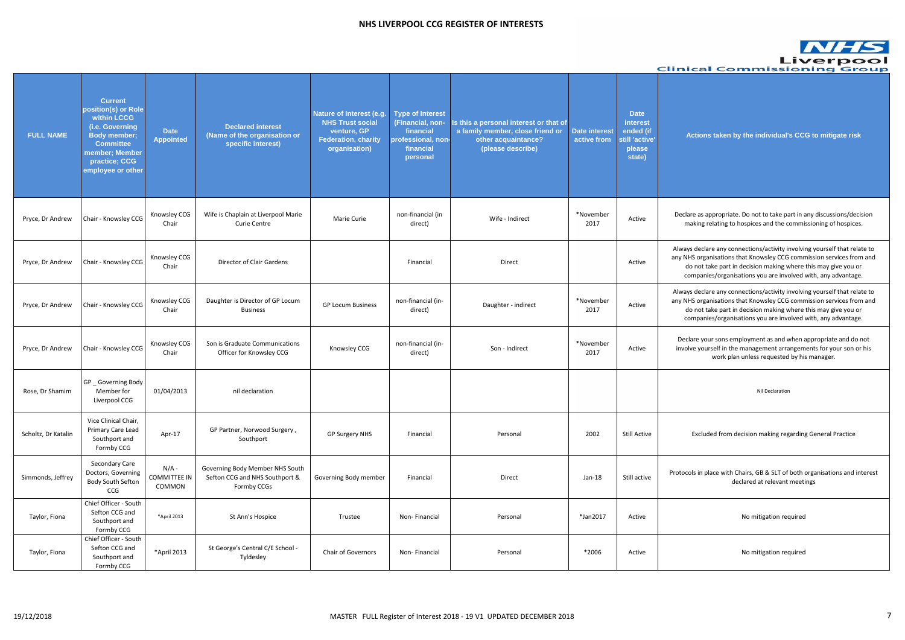# NHS LIVERPOOL CCG REGISTER OF INTERESTS

| FULL NAME | Current position(s) or Role within LCCG (i.e. Governing Body member; Committee member; Member practice; CCG employee or other | Date Appointed | Declared interest (Name of the organisation or specific interest) | Nature of Interest (e.g. NHS Trust social venture, GP Federation, charity organisation) | Type of Interest (Financial, non-financial professional, non-financial personal | Is this a personal interest or that of a family member, close friend or other acquaintance? (please describe) | Date interest active from | Date interest ended (if still 'active' please state) | Actions taken by the individual's CCG to mitigate risk |
|---|---|---|---|---|---|---|---|---|---|
| Pryce, Dr Andrew | Chair - Knowsley CCG | Knowsley CCG Chair | Wife is Chaplain at Liverpool Marie Curie Centre | Marie Curie | non-financial (in direct) | Wife - Indirect | *November 2017 | Active | Declare as appropriate. Do not to take part in any discussions/decision making relating to hospices and the commissioning of hospices. |
| Pryce, Dr Andrew | Chair - Knowsley CCG | Knowsley CCG Chair | Director of Clair Gardens | | Financial | Direct | | Active | Always declare any connections/activity involving yourself that relate to any NHS organisations that Knowsley CCG commission services from and do not take part in decision making where this may give you or companies/organisations you are involved with, any advantage. |
| Pryce, Dr Andrew | Chair - Knowsley CCG | Knowsley CCG Chair | Daughter is Director of GP Locum Business | GP Locum Business | non-financial (in-direct) | Daughter - indirect | *November 2017 | Active | Always declare any connections/activity involving yourself that relate to any NHS organisations that Knowsley CCG commission services from and do not take part in decision making where this may give you or companies/organisations you are involved with, any advantage. |
| Pryce, Dr Andrew | Chair - Knowsley CCG | Knowsley CCG Chair | Son is Graduate Communications Officer for Knowsley CCG | Knowsley CCG | non-financial (in-direct) | Son - Indirect | *November 2017 | Active | Declare your sons employment as and when appropriate and do not involve yourself in the management arrangements for your son or his work plan unless requested by his manager. |
| Rose, Dr Shamim | GP _ Governing Body Member for Liverpool CCG | 01/04/2013 | nil declaration | | | | | | Nil Declaration |
| Scholtz, Dr Katalin | Vice Clinical Chair, Primary Care Lead Southport and Formby CCG | Apr-17 | GP Partner, Norwood Surgery , Southport | GP Surgery NHS | Financial | Personal | 2002 | Still Active | Excluded from decision making regarding General Practice |
| Simmonds, Jeffrey | Secondary Care Doctors, Governing Body South Sefton CCG | N/A - COMMITTEE IN COMMON | Governing Body Member NHS South Sefton CCG and NHS Southport & Formby CCGs | Governing Body member | Financial | Direct | Jan-18 | Still active | Protocols in place with Chairs, GB & SLT of both organisations and interest declared at relevant meetings |
| Taylor, Fiona | Chief Officer - South Sefton CCG and Southport and Formby CCG | *April 2013 | St Ann's Hospice | Trustee | Non- Financial | Personal | *Jan2017 | Active | No mitigation required |
| Taylor, Fiona | Chief Officer - South Sefton CCG and Southport and Formby CCG | *April 2013 | St George's Central C/E School - Tyldesley | Chair of Governors | Non- Financial | Personal | *2006 | Active | No mitigation required |

19/12/2018 MASTER FULL Register of Interest 2018 - 19 V1 UPDATED DECEMBER 2018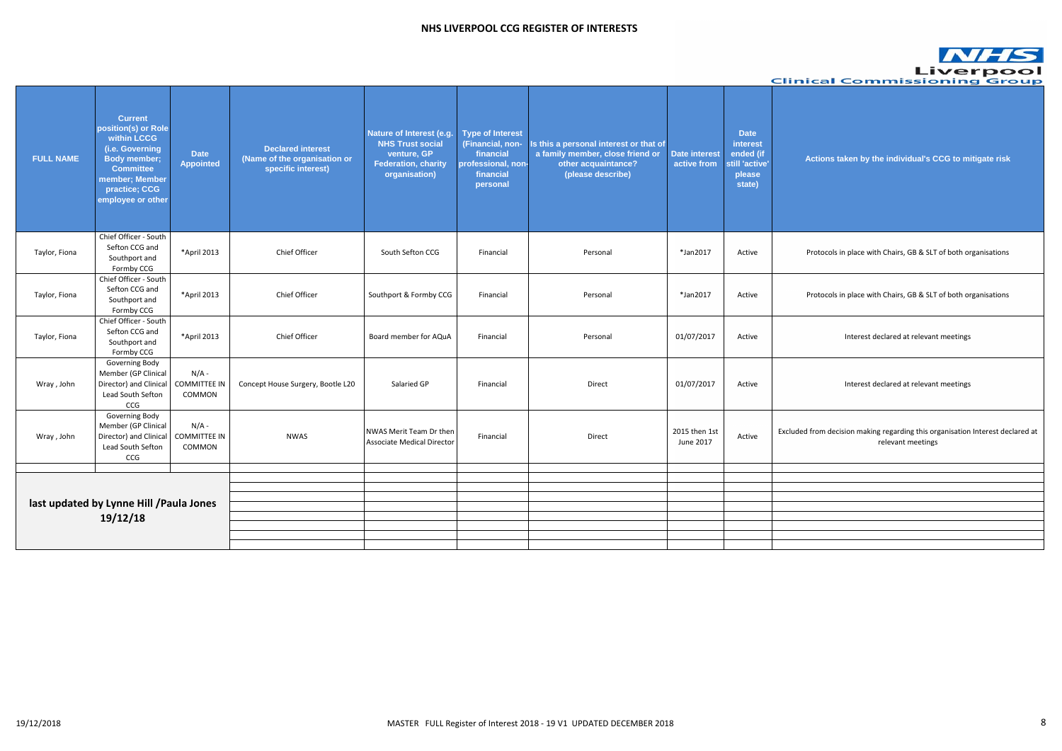# NHS LIVERPOOL CCG REGISTER OF INTERESTS

| FULL NAME | Current position(s) or Role within LCCG (i.e. Governing Body member; Committee member; Member practice; CCG employee or other | Date Appointed | Declared interest (Name of the organisation or specific interest) | Nature of Interest (e.g. NHS Trust social venture, GP Federation, charity organisation) | Type of Interest (Financial, non-financial professional, non-financial personal | Is this a personal interest or that of a family member, close friend or other acquaintance? (please describe) | Date interest active from | Date interest ended (if still 'active' please state) | Actions taken by the individual's CCG to mitigate risk |
|---|---|---|---|---|---|---|---|---|---|
| Taylor, Fiona | Chief Officer - South Sefton CCG and Southport and Formby CCG | *April 2013 | Chief Officer | South Sefton CCG | Financial | Personal | *Jan2017 | Active | Protocols in place with Chairs, GB & SLT of both organisations |
| Taylor, Fiona | Chief Officer - South Sefton CCG and Southport and Formby CCG | *April 2013 | Chief Officer | Southport & Formby CCG | Financial | Personal | *Jan2017 | Active | Protocols in place with Chairs, GB & SLT of both organisations |
| Taylor, Fiona | Chief Officer - South Sefton CCG and Southport and Formby CCG | *April 2013 | Chief Officer | Board member for AQuA | Financial | Personal | 01/07/2017 | Active | Interest declared at relevant meetings |
| Wray , John | Governing Body Member (GP Clinical Director) and Clinical Lead South Sefton CCG | N/A - COMMITTEE IN COMMON | Concept House Surgery, Bootle L20 | Salaried GP | Financial | Direct | 01/07/2017 | Active | Interest declared at relevant meetings |
| Wray , John | Governing Body Member (GP Clinical Director) and Clinical Lead South Sefton CCG | N/A - COMMITTEE IN COMMON | NWAS | NWAS Merit Team Dr then Associate Medical Director | Financial | Direct | 2015 then 1st June 2017 | Active | Excluded from decision making regarding this organisation Interest declared at relevant meetings |

**last updated by Lynne Hill /Paula Jones 19/12/18**

19/12/2018 MASTER FULL Register of Interest 2018 - 19 V1 UPDATED DECEMBER 2018